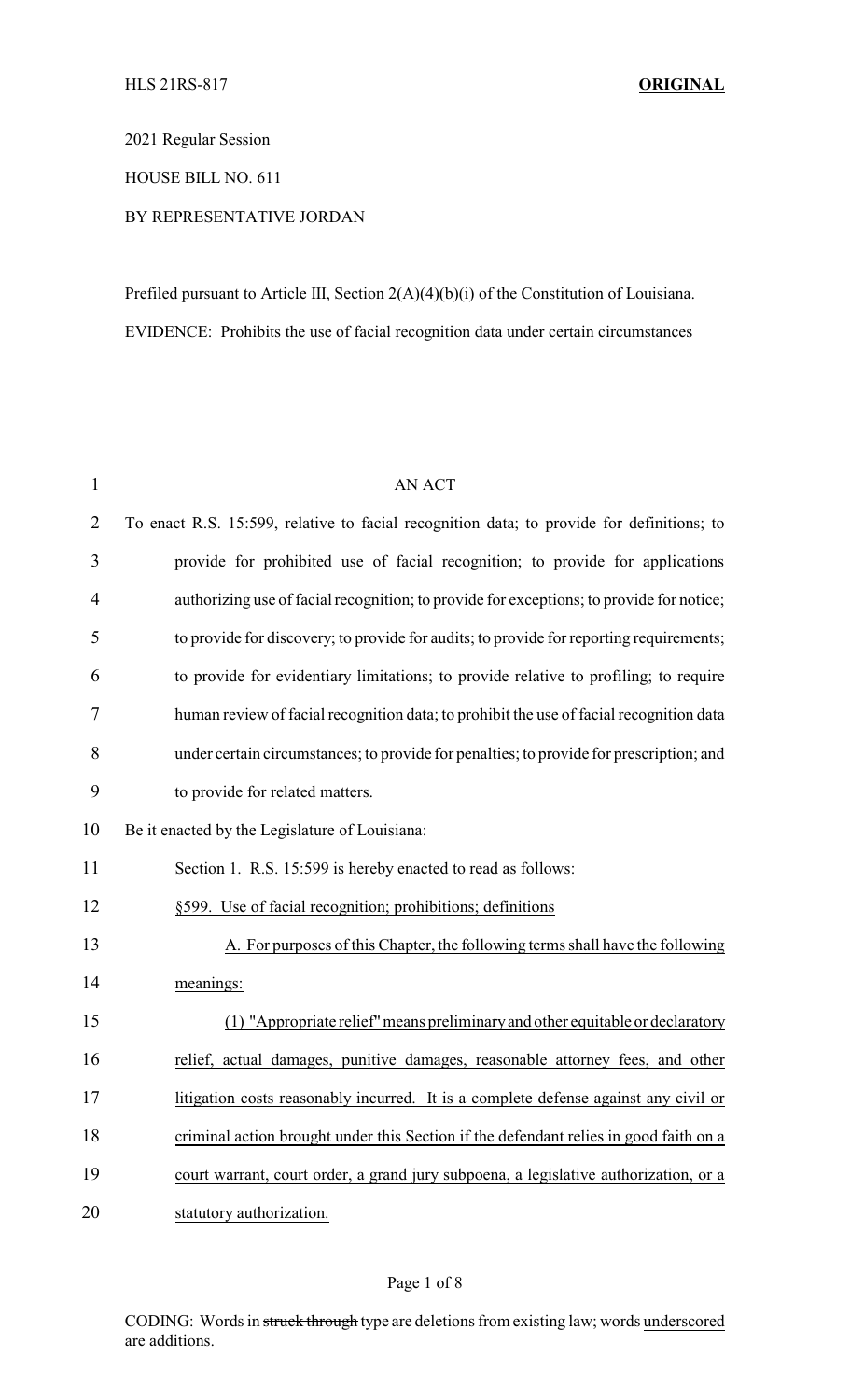HLS 21RS-817 **ORIGINAL**

2021 Regular Session

HOUSE BILL NO. 611

BY REPRESENTATIVE JORDAN

Prefiled pursuant to Article III, Section 2(A)(4)(b)(i) of the Constitution of Louisiana.

EVIDENCE: Prohibits the use of facial recognition data under certain circumstances

AN ACT

To enact R.S. 15:599, relative to facial recognition data; to provide for definitions; to provide for prohibited use of facial recognition; to provide for applications authorizing use of facial recognition; to provide for exceptions; to provide for notice; to provide for discovery; to provide for audits; to provide for reporting requirements; to provide for evidentiary limitations; to provide relative to profiling; to require human review of facial recognition data; to prohibit the use of facial recognition data under certain circumstances; to provide for penalties; to provide for prescription; and to provide for related matters.

Be it enacted by the Legislature of Louisiana:

Section 1. R.S. 15:599 is hereby enacted to read as follows:

§599. Use of facial recognition; prohibitions; definitions

A. For purposes of this Chapter, the following terms shall have the following meanings:

(1) "Appropriate relief" means preliminary and other equitable or declaratory relief, actual damages, punitive damages, reasonable attorney fees, and other litigation costs reasonably incurred. It is a complete defense against any civil or criminal action brought under this Section if the defendant relies in good faith on a court warrant, court order, a grand jury subpoena, a legislative authorization, or a statutory authorization.

CODING: Words in ~~struck through~~ type are deletions from existing law; words underscored are additions.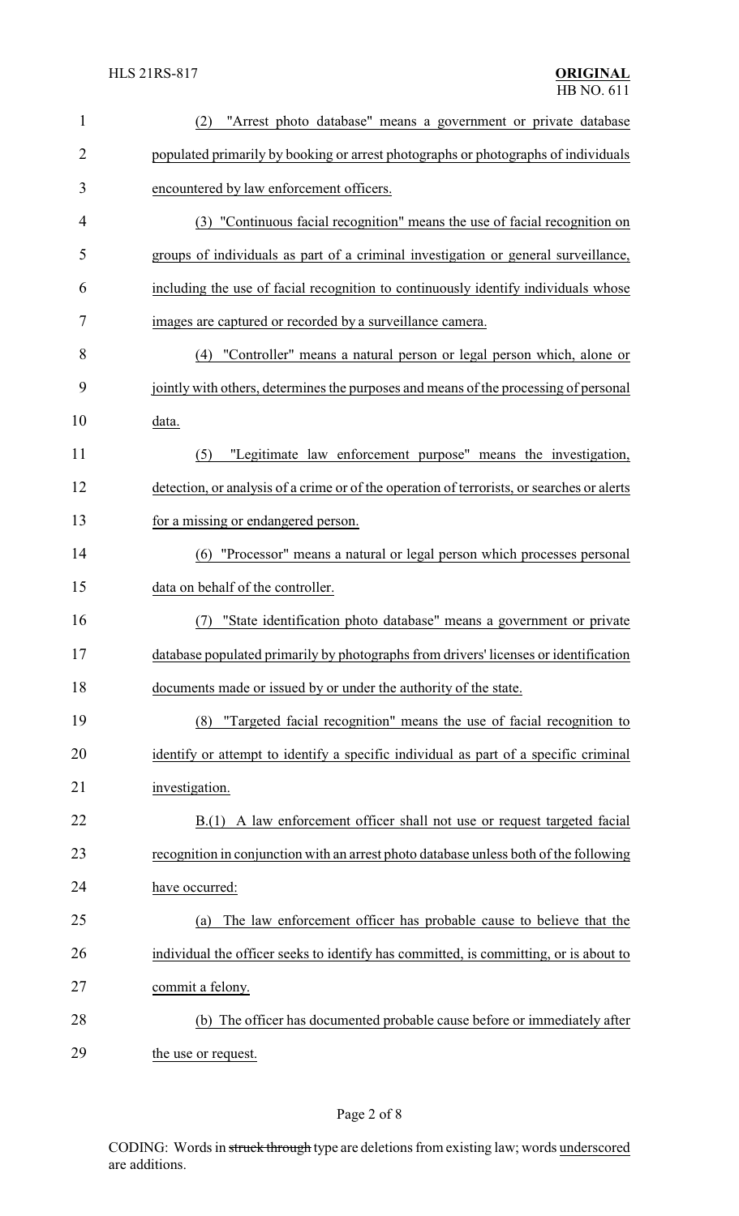(2) "Arrest photo database" means a government or private database populated primarily by booking or arrest photographs or photographs of individuals encountered by law enforcement officers.

(3) "Continuous facial recognition" means the use of facial recognition on groups of individuals as part of a criminal investigation or general surveillance, including the use of facial recognition to continuously identify individuals whose images are captured or recorded by a surveillance camera.

(4) "Controller" means a natural person or legal person which, alone or jointly with others, determines the purposes and means of the processing of personal data.

(5) "Legitimate law enforcement purpose" means the investigation, detection, or analysis of a crime or of the operation of terrorists, or searches or alerts for a missing or endangered person.

(6) "Processor" means a natural or legal person which processes personal data on behalf of the controller.

(7) "State identification photo database" means a government or private database populated primarily by photographs from drivers' licenses or identification documents made or issued by or under the authority of the state.

(8) "Targeted facial recognition" means the use of facial recognition to identify or attempt to identify a specific individual as part of a specific criminal investigation.

B.(1) A law enforcement officer shall not use or request targeted facial recognition in conjunction with an arrest photo database unless both of the following have occurred:

(a) The law enforcement officer has probable cause to believe that the individual the officer seeks to identify has committed, is committing, or is about to commit a felony.

(b) The officer has documented probable cause before or immediately after the use or request.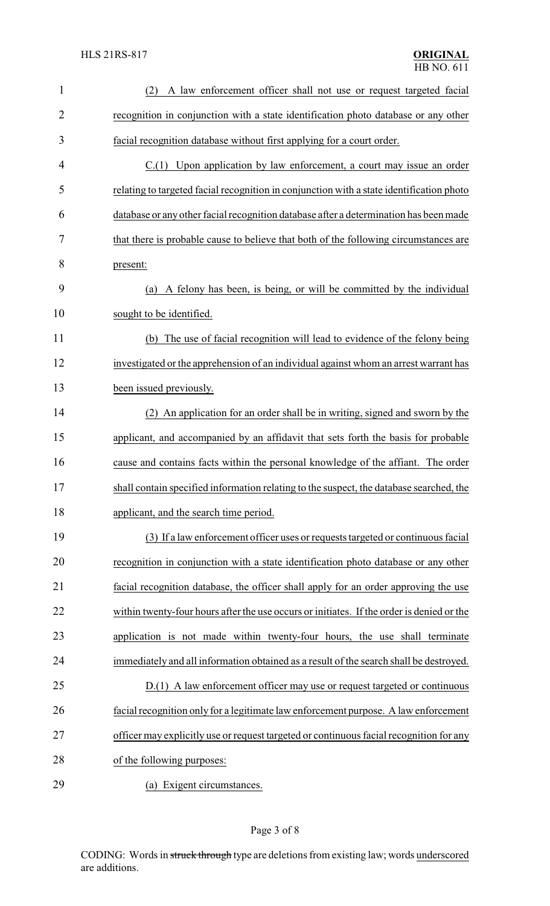(2) A law enforcement officer shall not use or request targeted facial recognition in conjunction with a state identification photo database or any other facial recognition database without first applying for a court order.

C.(1) Upon application by law enforcement, a court may issue an order relating to targeted facial recognition in conjunction with a state identification photo database or any other facial recognition database after a determination has been made that there is probable cause to believe that both of the following circumstances are present:

(a) A felony has been, is being, or will be committed by the individual sought to be identified.

(b) The use of facial recognition will lead to evidence of the felony being investigated or the apprehension of an individual against whom an arrest warrant has been issued previously.

(2) An application for an order shall be in writing, signed and sworn by the applicant, and accompanied by an affidavit that sets forth the basis for probable cause and contains facts within the personal knowledge of the affiant. The order shall contain specified information relating to the suspect, the database searched, the applicant, and the search time period.

(3) If a law enforcement officer uses or requests targeted or continuous facial recognition in conjunction with a state identification photo database or any other facial recognition database, the officer shall apply for an order approving the use within twenty-four hours after the use occurs or initiates. If the order is denied or the application is not made within twenty-four hours, the use shall terminate immediately and all information obtained as a result of the search shall be destroyed.

D.(1) A law enforcement officer may use or request targeted or continuous facial recognition only for a legitimate law enforcement purpose. A law enforcement officer may explicitly use or request targeted or continuous facial recognition for any of the following purposes:

(a) Exigent circumstances.

CODING: Words in ~~struck through~~ type are deletions from existing law; words underscored are additions.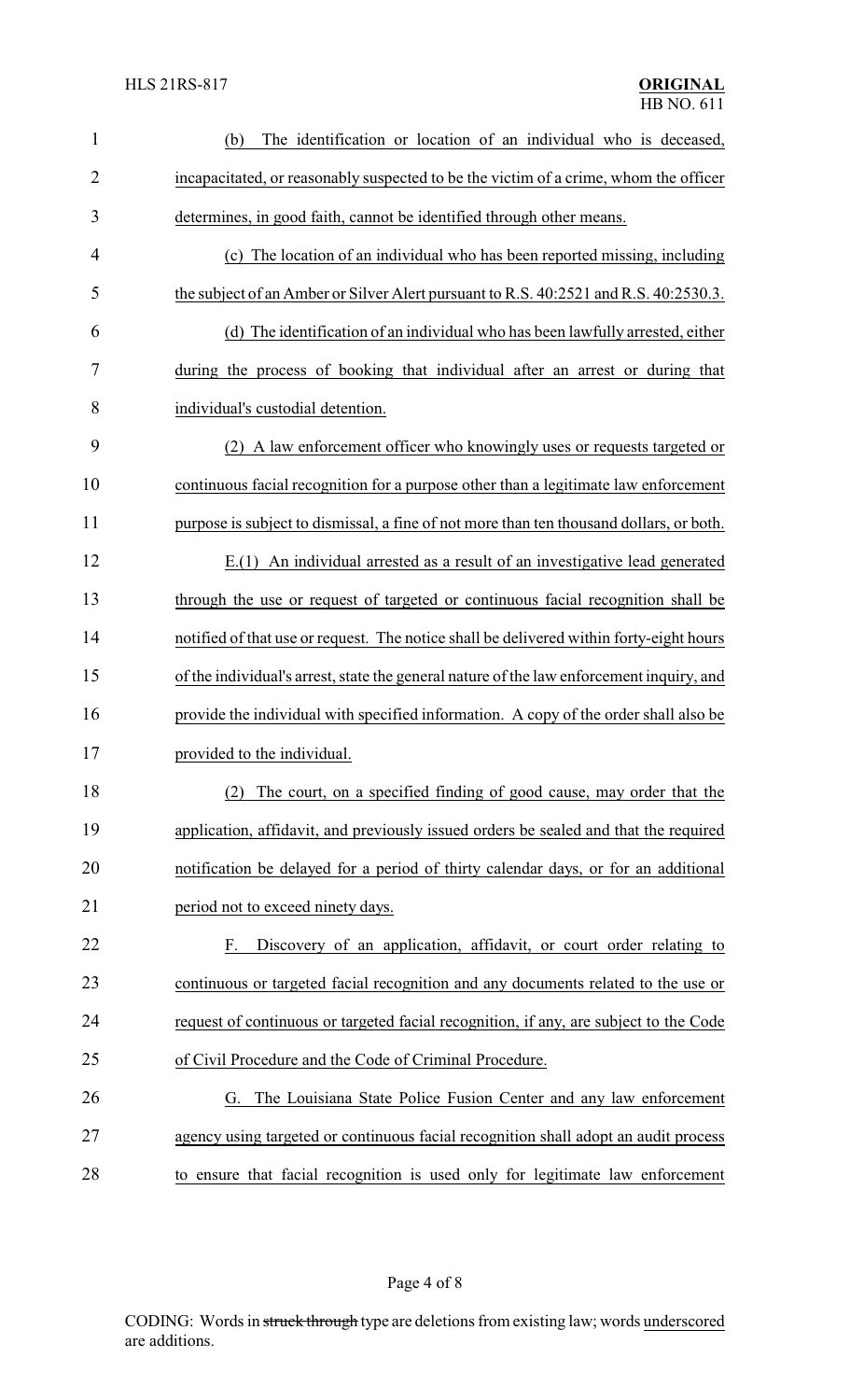(b) The identification or location of an individual who is deceased, incapacitated, or reasonably suspected to be the victim of a crime, whom the officer determines, in good faith, cannot be identified through other means.

(c) The location of an individual who has been reported missing, including the subject of an Amber or Silver Alert pursuant to R.S. 40:2521 and R.S. 40:2530.3.

(d) The identification of an individual who has been lawfully arrested, either during the process of booking that individual after an arrest or during that individual's custodial detention.

(2) A law enforcement officer who knowingly uses or requests targeted or continuous facial recognition for a purpose other than a legitimate law enforcement purpose is subject to dismissal, a fine of not more than ten thousand dollars, or both.

E.(1) An individual arrested as a result of an investigative lead generated through the use or request of targeted or continuous facial recognition shall be notified of that use or request. The notice shall be delivered within forty-eight hours of the individual's arrest, state the general nature of the law enforcement inquiry, and provide the individual with specified information. A copy of the order shall also be provided to the individual.

(2) The court, on a specified finding of good cause, may order that the application, affidavit, and previously issued orders be sealed and that the required notification be delayed for a period of thirty calendar days, or for an additional period not to exceed ninety days.

F. Discovery of an application, affidavit, or court order relating to continuous or targeted facial recognition and any documents related to the use or request of continuous or targeted facial recognition, if any, are subject to the Code of Civil Procedure and the Code of Criminal Procedure.

G. The Louisiana State Police Fusion Center and any law enforcement agency using targeted or continuous facial recognition shall adopt an audit process to ensure that facial recognition is used only for legitimate law enforcement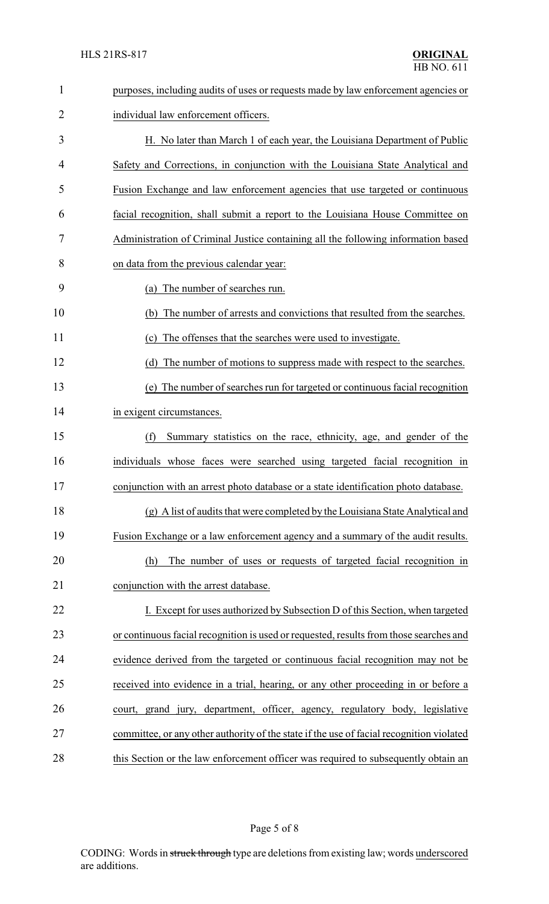purposes, including audits of uses or requests made by law enforcement agencies or individual law enforcement officers.

H. No later than March 1 of each year, the Louisiana Department of Public Safety and Corrections, in conjunction with the Louisiana State Analytical and Fusion Exchange and law enforcement agencies that use targeted or continuous facial recognition, shall submit a report to the Louisiana House Committee on Administration of Criminal Justice containing all the following information based on data from the previous calendar year:

(a) The number of searches run.

(b) The number of arrests and convictions that resulted from the searches.

(c) The offenses that the searches were used to investigate.

(d) The number of motions to suppress made with respect to the searches.

(e) The number of searches run for targeted or continuous facial recognition in exigent circumstances.

(f) Summary statistics on the race, ethnicity, age, and gender of the individuals whose faces were searched using targeted facial recognition in conjunction with an arrest photo database or a state identification photo database.

(g) A list of audits that were completed by the Louisiana State Analytical and Fusion Exchange or a law enforcement agency and a summary of the audit results.

(h) The number of uses or requests of targeted facial recognition in conjunction with the arrest database.

I. Except for uses authorized by Subsection D of this Section, when targeted or continuous facial recognition is used or requested, results from those searches and evidence derived from the targeted or continuous facial recognition may not be received into evidence in a trial, hearing, or any other proceeding in or before a court, grand jury, department, officer, agency, regulatory body, legislative committee, or any other authority of the state if the use of facial recognition violated this Section or the law enforcement officer was required to subsequently obtain an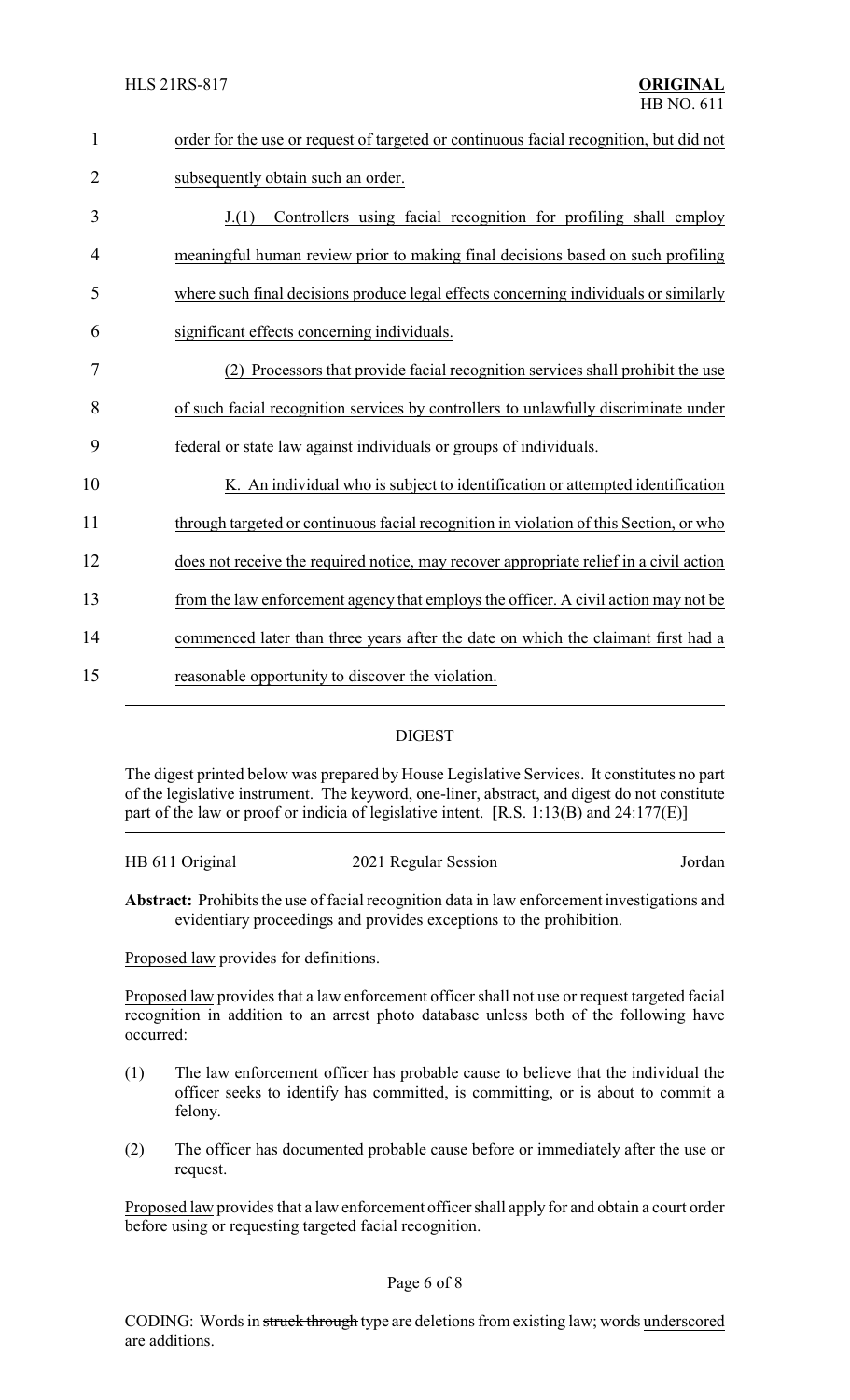order for the use or request of targeted or continuous facial recognition, but did not subsequently obtain such an order.

J.(1) Controllers using facial recognition for profiling shall employ meaningful human review prior to making final decisions based on such profiling where such final decisions produce legal effects concerning individuals or similarly significant effects concerning individuals.

(2) Processors that provide facial recognition services shall prohibit the use of such facial recognition services by controllers to unlawfully discriminate under federal or state law against individuals or groups of individuals.

K. An individual who is subject to identification or attempted identification through targeted or continuous facial recognition in violation of this Section, or who does not receive the required notice, may recover appropriate relief in a civil action from the law enforcement agency that employs the officer. A civil action may not be commenced later than three years after the date on which the claimant first had a reasonable opportunity to discover the violation.

## DIGEST

The digest printed below was prepared by House Legislative Services. It constitutes no part of the legislative instrument. The keyword, one-liner, abstract, and digest do not constitute part of the law or proof or indicia of legislative intent. [R.S. 1:13(B) and 24:177(E)]

HB 611 Original — 2021 Regular Session — Jordan

**Abstract:** Prohibits the use of facial recognition data in law enforcement investigations and evidentiary proceedings and provides exceptions to the prohibition.

Proposed law provides for definitions.

Proposed law provides that a law enforcement officer shall not use or request targeted facial recognition in addition to an arrest photo database unless both of the following have occurred:

(1) The law enforcement officer has probable cause to believe that the individual the officer seeks to identify has committed, is committing, or is about to commit a felony.

(2) The officer has documented probable cause before or immediately after the use or request.

Proposed law provides that a law enforcement officer shall apply for and obtain a court order before using or requesting targeted facial recognition.

CODING: Words in ~~struck through~~ type are deletions from existing law; words underscored are additions.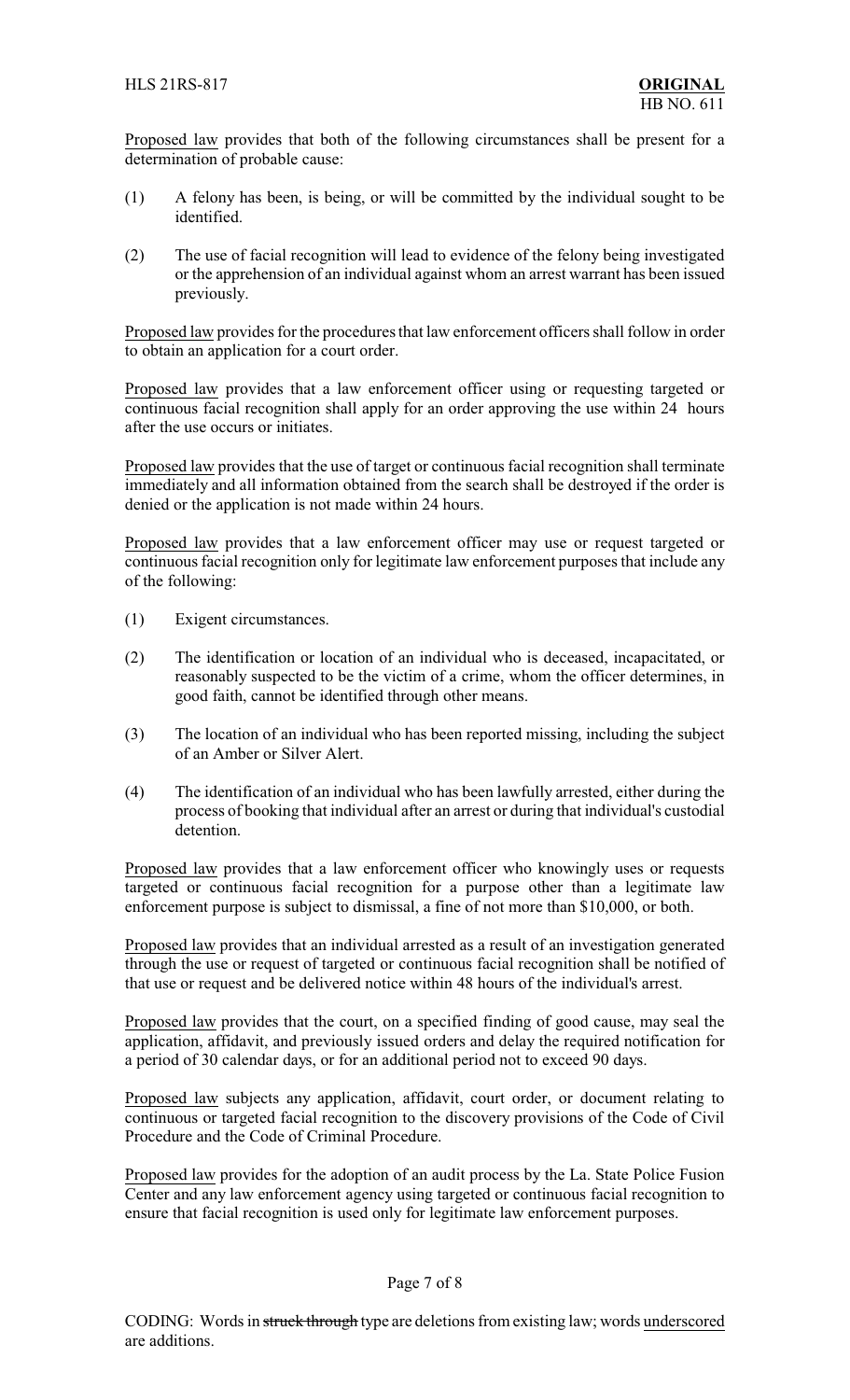Proposed law provides that both of the following circumstances shall be present for a determination of probable cause:

(1) A felony has been, is being, or will be committed by the individual sought to be identified.

(2) The use of facial recognition will lead to evidence of the felony being investigated or the apprehension of an individual against whom an arrest warrant has been issued previously.

Proposed law provides for the procedures that law enforcement officers shall follow in order to obtain an application for a court order.

Proposed law provides that a law enforcement officer using or requesting targeted or continuous facial recognition shall apply for an order approving the use within 24 hours after the use occurs or initiates.

Proposed law provides that the use of target or continuous facial recognition shall terminate immediately and all information obtained from the search shall be destroyed if the order is denied or the application is not made within 24 hours.

Proposed law provides that a law enforcement officer may use or request targeted or continuous facial recognition only for legitimate law enforcement purposes that include any of the following:

(1) Exigent circumstances.

(2) The identification or location of an individual who is deceased, incapacitated, or reasonably suspected to be the victim of a crime, whom the officer determines, in good faith, cannot be identified through other means.

(3) The location of an individual who has been reported missing, including the subject of an Amber or Silver Alert.

(4) The identification of an individual who has been lawfully arrested, either during the process of booking that individual after an arrest or during that individual's custodial detention.

Proposed law provides that a law enforcement officer who knowingly uses or requests targeted or continuous facial recognition for a purpose other than a legitimate law enforcement purpose is subject to dismissal, a fine of not more than $10,000, or both.

Proposed law provides that an individual arrested as a result of an investigation generated through the use or request of targeted or continuous facial recognition shall be notified of that use or request and be delivered notice within 48 hours of the individual's arrest.

Proposed law provides that the court, on a specified finding of good cause, may seal the application, affidavit, and previously issued orders and delay the required notification for a period of 30 calendar days, or for an additional period not to exceed 90 days.

Proposed law subjects any application, affidavit, court order, or document relating to continuous or targeted facial recognition to the discovery provisions of the Code of Civil Procedure and the Code of Criminal Procedure.

Proposed law provides for the adoption of an audit process by the La. State Police Fusion Center and any law enforcement agency using targeted or continuous facial recognition to ensure that facial recognition is used only for legitimate law enforcement purposes.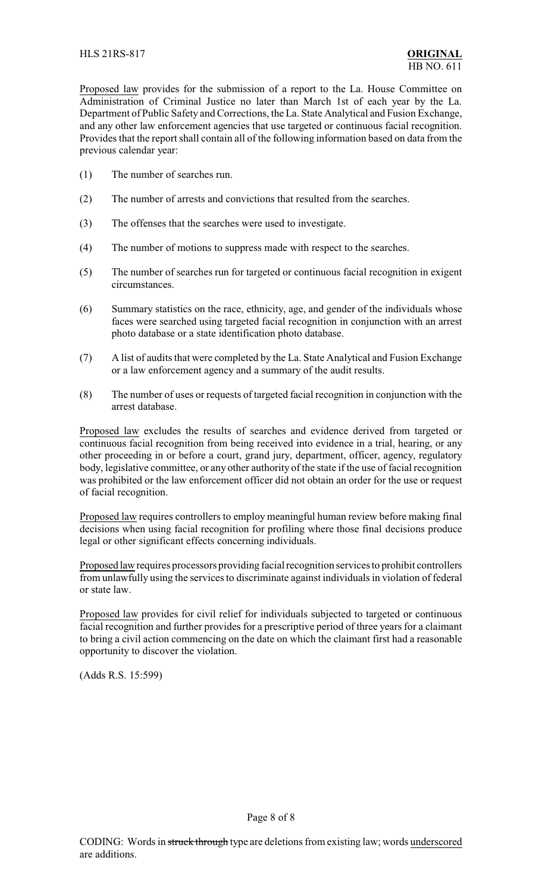Proposed law provides for the submission of a report to the La. House Committee on Administration of Criminal Justice no later than March 1st of each year by the La. Department of Public Safety and Corrections, the La. State Analytical and Fusion Exchange, and any other law enforcement agencies that use targeted or continuous facial recognition. Provides that the report shall contain all of the following information based on data from the previous calendar year:

(1) The number of searches run.

(2) The number of arrests and convictions that resulted from the searches.

(3) The offenses that the searches were used to investigate.

(4) The number of motions to suppress made with respect to the searches.

(5) The number of searches run for targeted or continuous facial recognition in exigent circumstances.

(6) Summary statistics on the race, ethnicity, age, and gender of the individuals whose faces were searched using targeted facial recognition in conjunction with an arrest photo database or a state identification photo database.

(7) A list of audits that were completed by the La. State Analytical and Fusion Exchange or a law enforcement agency and a summary of the audit results.

(8) The number of uses or requests of targeted facial recognition in conjunction with the arrest database.

Proposed law excludes the results of searches and evidence derived from targeted or continuous facial recognition from being received into evidence in a trial, hearing, or any other proceeding in or before a court, grand jury, department, officer, agency, regulatory body, legislative committee, or any other authority of the state if the use of facial recognition was prohibited or the law enforcement officer did not obtain an order for the use or request of facial recognition.

Proposed law requires controllers to employ meaningful human review before making final decisions when using facial recognition for profiling where those final decisions produce legal or other significant effects concerning individuals.

Proposed law requires processors providing facial recognition services to prohibit controllers from unlawfully using the services to discriminate against individuals in violation of federal or state law.

Proposed law provides for civil relief for individuals subjected to targeted or continuous facial recognition and further provides for a prescriptive period of three years for a claimant to bring a civil action commencing on the date on which the claimant first had a reasonable opportunity to discover the violation.

(Adds R.S. 15:599)

CODING: Words in ~~struck through~~ type are deletions from existing law; words underscored are additions.